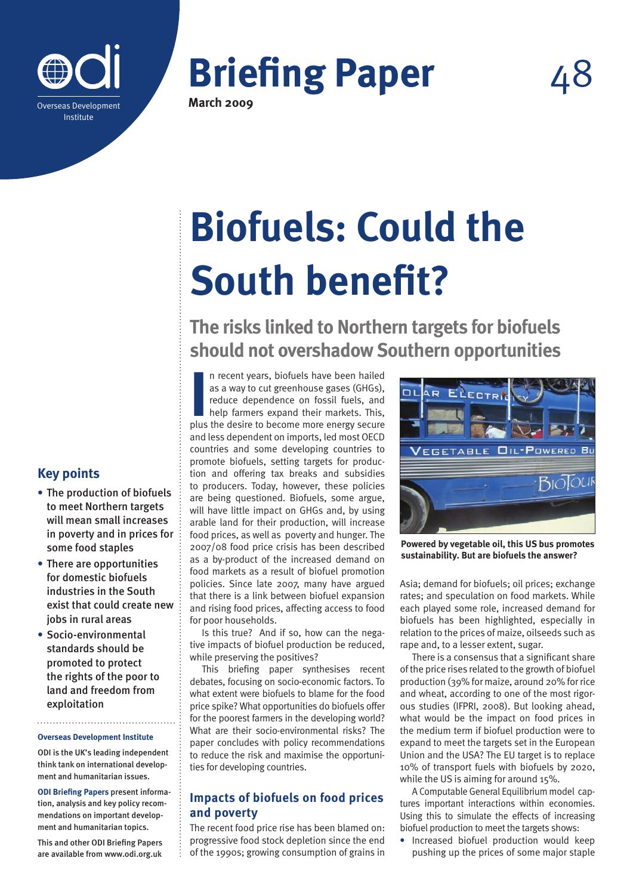# Briefing Paper 48

**March 2009**

# Biofuels: Could the South benefit?

## The risks linked to Northern targets for biofuels should not overshadow Southern opportunities

In recent years, biofuels have been hailed as a way to cut greenhouse gases (GHGs), reduce dependence on fossil fuels, and help farmers expand their markets. This, plus the desire to become more energy secure and less dependent on imports, led most OECD countries and some developing countries to promote biofuels, setting targets for production and offering tax breaks and subsidies to producers. Today, however, these policies are being questioned. Biofuels, some argue, will have little impact on GHGs and, by using arable land for their production, will increase food prices, as well as poverty and hunger. The 2007/08 food price crisis has been described as a by-product of the increased demand on food markets as a result of biofuel promotion policies. Since late 2007, many have argued that there is a link between biofuel expansion and rising food prices, affecting access to food for poor households.

Is this true? And if so, how can the negative impacts of biofuel production be reduced, while preserving the positives?

This briefing paper synthesises recent debates, focusing on socio-economic factors. To what extent were biofuels to blame for the food price spike? What opportunities do biofuels offer for the poorest farmers in the developing world? What are their socio-environmental risks? The paper concludes with policy recommendations to reduce the risk and maximise the opportunities for developing countries.

**Powered by vegetable oil, this US bus promotes sustainability. But are biofuels the answer?**

### Impacts of biofuels on food prices and poverty

The recent food price rise has been blamed on: progressive food stock depletion since the end of the 1990s; growing consumption of grains in Asia; demand for biofuels; oil prices; exchange rates; and speculation on food markets. While each played some role, increased demand for biofuels has been highlighted, especially in relation to the prices of maize, oilseeds such as rape and, to a lesser extent, sugar.

There is a consensus that a significant share of the price rises related to the growth of biofuel production (39% for maize, around 20% for rice and wheat, according to one of the most rigorous studies (IFPRI, 2008). But looking ahead, what would be the impact on food prices in the medium term if biofuel production were to expand to meet the targets set in the European Union and the USA? The EU target is to replace 10% of transport fuels with biofuels by 2020, while the US is aiming for around 15%.

A Computable General Equilibrium model captures important interactions within economies. Using this to simulate the effects of increasing biofuel production to meet the targets shows:

- Increased biofuel production would keep pushing up the prices of some major staple

## Key points

- The production of biofuels to meet Northern targets will mean small increases in poverty and in prices for some food staples
- There are opportunities for domestic biofuels industries in the South exist that could create new jobs in rural areas
- Socio-environmental standards should be promoted to protect the rights of the poor to land and freedom from exploitation

**Overseas Development Institute**

ODI is the UK's leading independent think tank on international development and humanitarian issues.

**ODI Briefing Papers** present information, analysis and key policy recommendations on important development and humanitarian topics.

This and other ODI Briefing Papers are available from www.odi.org.uk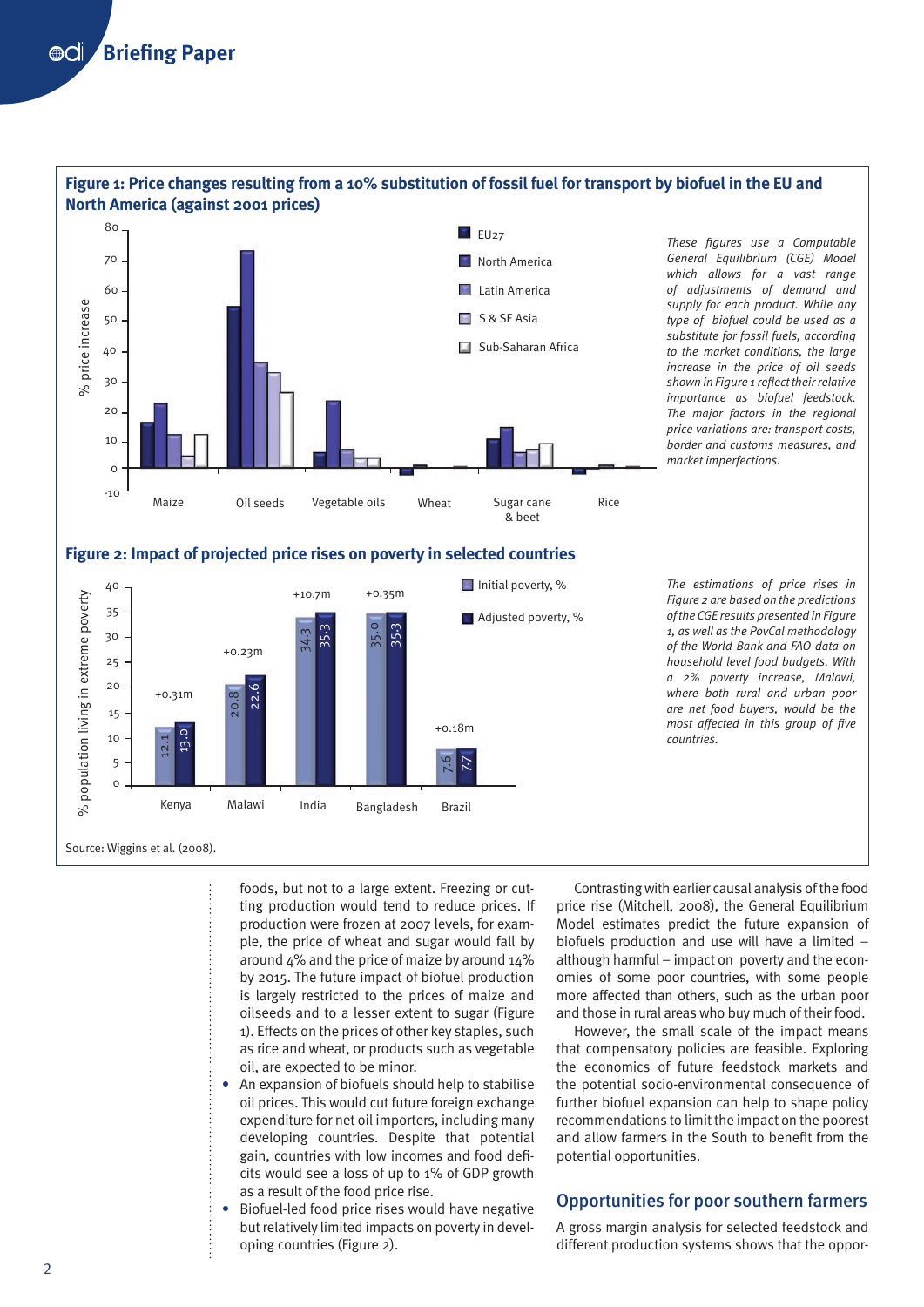**Figure 1: Price changes resulting from a 10% substitution of fossil fuel for transport by biofuel in the EU and North America (against 2001 prices)**

*These figures use a Computable General Equilibrium (CGE) Model which allows for a vast range of adjustments of demand and supply for each product. While any type of biofuel could be used as a substitute for fossil fuels, according to the market conditions, the large increase in the price of oil seeds shown in Figure 1 reflect their relative importance as biofuel feedstock. The major factors in the regional price variations are: transport costs, border and customs measures, and market imperfections.*

**Figure 2: Impact of projected price rises on poverty in selected countries**

| | Initial poverty, % | Adjusted poverty, % | Increase |
|---|---|---|---|
| Kenya | 12.1 | 13.0 | +0.31m |
| Malawi | 20.8 | 22.6 | +0.23m |
| India | 34.3 | 35.3 | +10.7m |
| Bangladesh | 35.0 | 35.3 | +0.35m |
| Brazil | 7.6 | 7.7 | +0.18m |

*The estimations of price rises in Figure 2 are based on the predictions of the CGE results presented in Figure 1, as well as the PovCal methodology of the World Bank and FAO data on household level food budgets. With a 2% poverty increase, Malawi, where both rural and urban poor are net food buyers, would be the most affected in this group of five countries.*

Source: Wiggins et al. (2008).

foods, but not to a large extent. Freezing or cutting production would tend to reduce prices. If production were frozen at 2007 levels, for example, the price of wheat and sugar would fall by around 4% and the price of maize by around 14% by 2015. The future impact of biofuel production is largely restricted to the prices of maize and oilseeds and to a lesser extent to sugar (Figure 1). Effects on the prices of other key staples, such as rice and wheat, or products such as vegetable oil, are expected to be minor.

- An expansion of biofuels should help to stabilise oil prices. This would cut future foreign exchange expenditure for net oil importers, including many developing countries. Despite that potential gain, countries with low incomes and food deficits would see a loss of up to 1% of GDP growth as a result of the food price rise.
- Biofuel-led food price rises would have negative but relatively limited impacts on poverty in developing countries (Figure 2).

Contrasting with earlier causal analysis of the food price rise (Mitchell, 2008), the General Equilibrium Model estimates predict the future expansion of biofuels production and use will have a limited – although harmful – impact on poverty and the economies of some poor countries, with some people more affected than others, such as the urban poor and those in rural areas who buy much of their food.

However, the small scale of the impact means that compensatory policies are feasible. Exploring the economics of future feedstock markets and the potential socio-environmental consequence of further biofuel expansion can help to shape policy recommendations to limit the impact on the poorest and allow farmers in the South to benefit from the potential opportunities.

## Opportunities for poor southern farmers

A gross margin analysis for selected feedstock and different production systems shows that the oppor-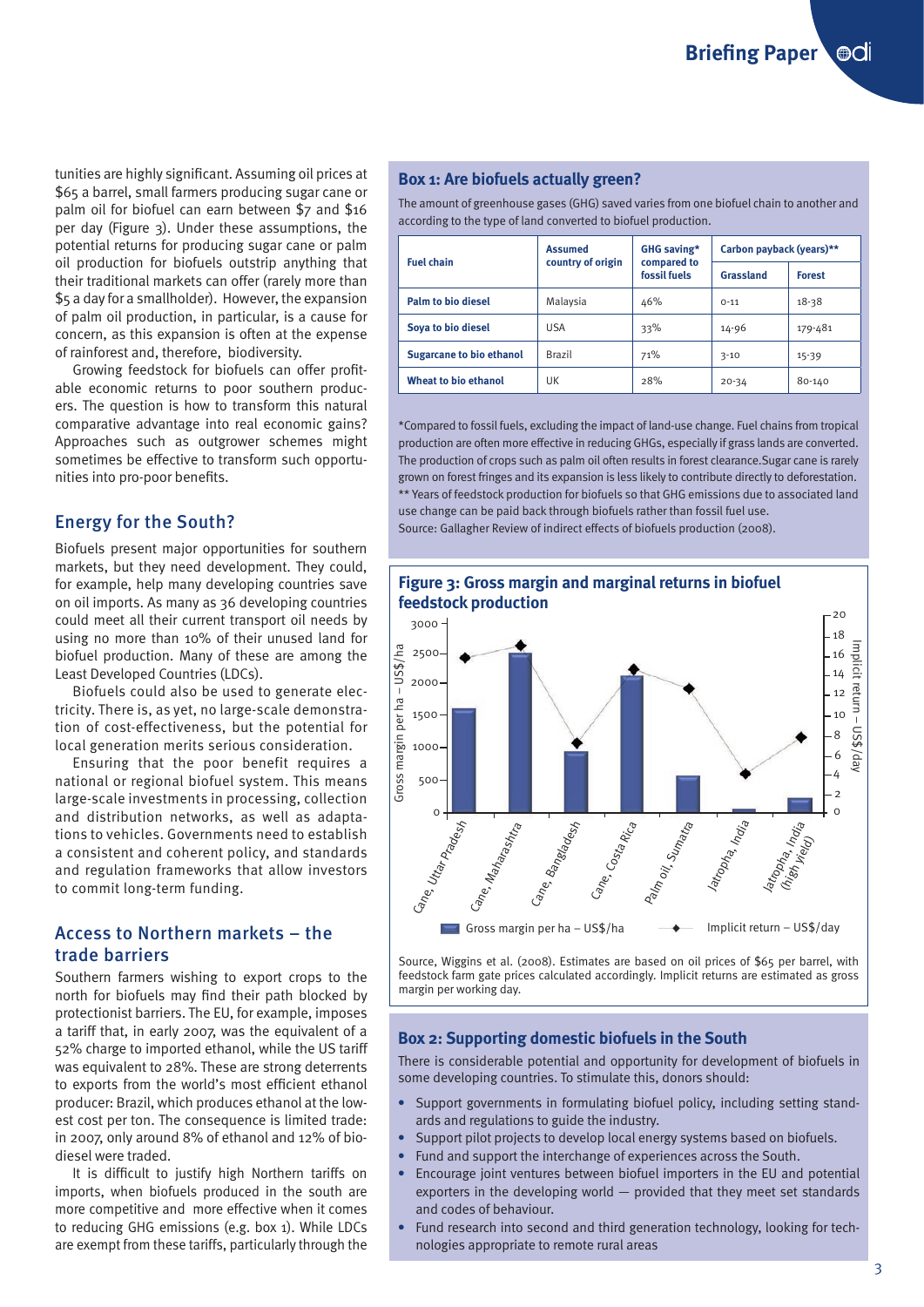tunities are highly significant. Assuming oil prices at $65 a barrel, small farmers producing sugar cane or palm oil for biofuel can earn between $7 and $16 per day (Figure 3). Under these assumptions, the potential returns for producing sugar cane or palm oil production for biofuels outstrip anything that their traditional markets can offer (rarely more than $5 a day for a smallholder). However, the expansion of palm oil production, in particular, is a cause for concern, as this expansion is often at the expense of rainforest and, therefore, biodiversity.

Growing feedstock for biofuels can offer profitable economic returns to poor southern producers. The question is how to transform this natural comparative advantage into real economic gains? Approaches such as outgrower schemes might sometimes be effective to transform such opportunities into pro-poor benefits.

## Energy for the South?

Biofuels present major opportunities for southern markets, but they need development. They could, for example, help many developing countries save on oil imports. As many as 36 developing countries could meet all their current transport oil needs by using no more than 10% of their unused land for biofuel production. Many of these are among the Least Developed Countries (LDCs).

Biofuels could also be used to generate electricity. There is, as yet, no large-scale demonstration of cost-effectiveness, but the potential for local generation merits serious consideration.

Ensuring that the poor benefit requires a national or regional biofuel system. This means large-scale investments in processing, collection and distribution networks, as well as adaptations to vehicles. Governments need to establish a consistent and coherent policy, and standards and regulation frameworks that allow investors to commit long-term funding.

## Access to Northern markets – the trade barriers

Southern farmers wishing to export crops to the north for biofuels may find their path blocked by protectionist barriers. The EU, for example, imposes a tariff that, in early 2007, was the equivalent of a 52% charge to imported ethanol, while the US tariff was equivalent to 28%. These are strong deterrents to exports from the world's most efficient ethanol producer: Brazil, which produces ethanol at the lowest cost per ton. The consequence is limited trade: in 2007, only around 8% of ethanol and 12% of biodiesel were traded.

It is difficult to justify high Northern tariffs on imports, when biofuels produced in the south are more competitive and more effective when it comes to reducing GHG emissions (e.g. box 1). While LDCs are exempt from these tariffs, particularly through the

### Box 1: Are biofuels actually green?

The amount of greenhouse gases (GHG) saved varies from one biofuel chain to another and according to the type of land converted to biofuel production.

| Fuel chain | Assumed country of origin | GHG saving* compared to fossil fuels | Carbon payback (years)** | |
|---|---|---|---|---|
| | | | Grassland | Forest |
| Palm to bio diesel | Malaysia | 46% | 0-11 | 18-38 |
| Soya to bio diesel | USA | 33% | 14-96 | 179-481 |
| Sugarcane to bio ethanol | Brazil | 71% | 3-10 | 15-39 |
| Wheat to bio ethanol | UK | 28% | 20-34 | 80-140 |

*Compared to fossil fuels, excluding the impact of land-use change. Fuel chains from tropical production are often more effective in reducing GHGs, especially if grass lands are converted. The production of crops such as palm oil often results in forest clearance. Sugar cane is rarely grown on forest fringes and its expansion is less likely to contribute directly to deforestation.
** Years of feedstock production for biofuels so that GHG emissions due to associated land use change can be paid back through biofuels rather than fossil fuel use.
Source: Gallagher Review of indirect effects of biofuels production (2008).

### Figure 3: Gross margin and marginal returns in biofuel feedstock production

Source, Wiggins et al. (2008). Estimates are based on oil prices of $65 per barrel, with feedstock farm gate prices calculated accordingly. Implicit returns are estimated as gross margin per working day.

### Box 2: Supporting domestic biofuels in the South

There is considerable potential and opportunity for development of biofuels in some developing countries. To stimulate this, donors should:

- Support governments in formulating biofuel policy, including setting standards and regulations to guide the industry.
- Support pilot projects to develop local energy systems based on biofuels.
- Fund and support the interchange of experiences across the South.
- Encourage joint ventures between biofuel importers in the EU and potential exporters in the developing world — provided that they meet set standards and codes of behaviour.
- Fund research into second and third generation technology, looking for technologies appropriate to remote rural areas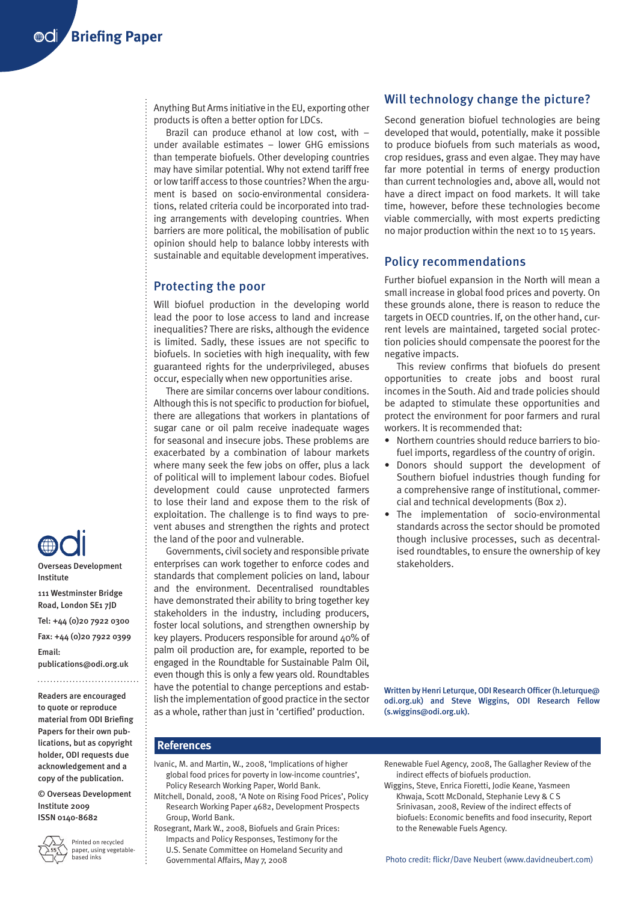Anything But Arms initiative in the EU, exporting other products is often a better option for LDCs.

Brazil can produce ethanol at low cost, with – under available estimates – lower GHG emissions than temperate biofuels. Other developing countries may have similar potential. Why not extend tariff free or low tariff access to those countries? When the argument is based on socio-environmental considerations, related criteria could be incorporated into trading arrangements with developing countries. When barriers are more political, the mobilisation of public opinion should help to balance lobby interests with sustainable and equitable development imperatives.

## Protecting the poor

Will biofuel production in the developing world lead the poor to lose access to land and increase inequalities? There are risks, although the evidence is limited. Sadly, these issues are not specific to biofuels. In societies with high inequality, with few guaranteed rights for the underprivileged, abuses occur, especially when new opportunities arise.

There are similar concerns over labour conditions. Although this is not specific to production for biofuel, there are allegations that workers in plantations of sugar cane or oil palm receive inadequate wages for seasonal and insecure jobs. These problems are exacerbated by a combination of labour markets where many seek the few jobs on offer, plus a lack of political will to implement labour codes. Biofuel development could cause unprotected farmers to lose their land and expose them to the risk of exploitation. The challenge is to find ways to prevent abuses and strengthen the rights and protect the land of the poor and vulnerable.

Governments, civil society and responsible private enterprises can work together to enforce codes and standards that complement policies on land, labour and the environment. Decentralised roundtables have demonstrated their ability to bring together key stakeholders in the industry, including producers, foster local solutions, and strengthen ownership by key players. Producers responsible for around 40% of palm oil production are, for example, reported to be engaged in the Roundtable for Sustainable Palm Oil, even though this is only a few years old. Roundtables have the potential to change perceptions and establish the implementation of good practice in the sector as a whole, rather than just in 'certified' production.

## Will technology change the picture?

Second generation biofuel technologies are being developed that would, potentially, make it possible to produce biofuels from such materials as wood, crop residues, grass and even algae. They may have far more potential in terms of energy production than current technologies and, above all, would not have a direct impact on food markets. It will take time, however, before these technologies become viable commercially, with most experts predicting no major production within the next 10 to 15 years.

## Policy recommendations

Further biofuel expansion in the North will mean a small increase in global food prices and poverty. On these grounds alone, there is reason to reduce the targets in OECD countries. If, on the other hand, current levels are maintained, targeted social protection policies should compensate the poorest for the negative impacts.

This review confirms that biofuels do present opportunities to create jobs and boost rural incomes in the South. Aid and trade policies should be adapted to stimulate these opportunities and protect the environment for poor farmers and rural workers. It is recommended that:

- Northern countries should reduce barriers to biofuel imports, regardless of the country of origin.
- Donors should support the development of Southern biofuel industries though funding for a comprehensive range of institutional, commercial and technical developments (Box 2).
- The implementation of socio-environmental standards across the sector should be promoted though inclusive processes, such as decentralised roundtables, to ensure the ownership of key stakeholders.

Written by Henri Leturque, ODI Research Officer (h.leturque@odi.org.uk) and Steve Wiggins, ODI Research Fellow (s.wiggins@odi.org.uk).

## References

Ivanic, M. and Martin, W., 2008, 'Implications of higher global food prices for poverty in low-income countries', Policy Research Working Paper, World Bank.

Mitchell, Donald, 2008, 'A Note on Rising Food Prices', Policy Research Working Paper 4682, Development Prospects Group, World Bank.

Rosegrant, Mark W., 2008, Biofuels and Grain Prices: Impacts and Policy Responses, Testimony for the U.S. Senate Committee on Homeland Security and Governmental Affairs, May 7, 2008

Renewable Fuel Agency, 2008, The Gallagher Review of the indirect effects of biofuels production.

Wiggins, Steve, Enrica Fioretti, Jodie Keane, Yasmeen Khwaja, Scott McDonald, Stephanie Levy & C S Srinivasan, 2008, Review of the indirect effects of biofuels: Economic benefits and food insecurity, Report to the Renewable Fuels Agency.

Photo credit: flickr/Dave Neubert (www.davidneubert.com)

Overseas Development Institute

111 Westminster Bridge Road, London SE1 7JD

Tel: +44 (0)20 7922 0300

Fax: +44 (0)20 7922 0399

Email: publications@odi.org.uk

Readers are encouraged to quote or reproduce material from ODI Briefing Papers for their own publications, but as copyright holder, ODI requests due acknowledgement and a copy of the publication.

© Overseas Development Institute 2009
ISSN 0140-8682

Printed on recycled paper, using vegetable-based inks